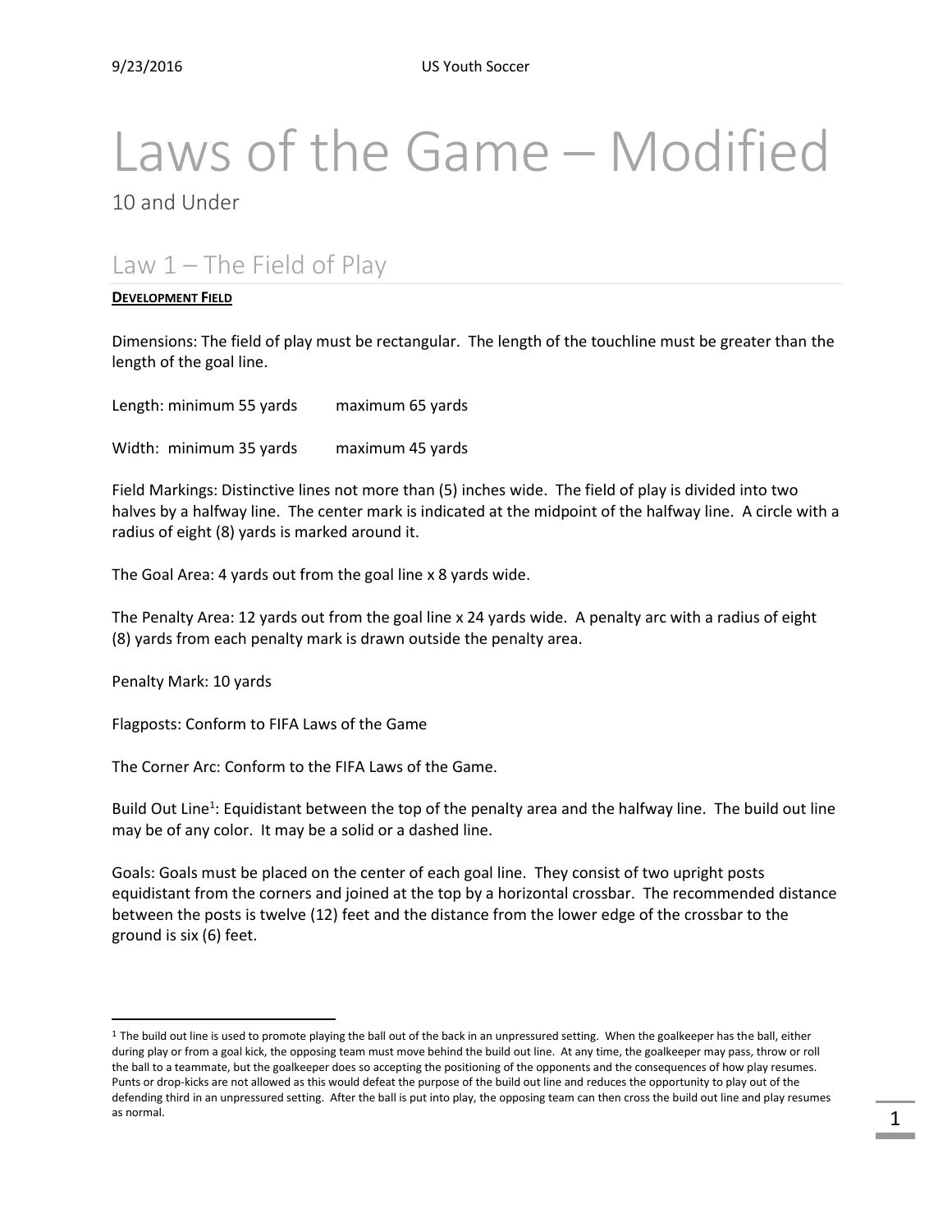# Laws of the Game – Modified

10 and Under

## Law 1 – The Field of Play

**DEVELOPMENT FIELD**

Dimensions: The field of play must be rectangular. The length of the touchline must be greater than the length of the goal line.

Length: minimum 55 yards maximum 65 yards

Width: minimum 35 yards maximum 45 yards

Field Markings: Distinctive lines not more than (5) inches wide. The field of play is divided into two halves by a halfway line. The center mark is indicated at the midpoint of the halfway line. A circle with a radius of eight (8) yards is marked around it.

The Goal Area: 4 yards out from the goal line x 8 yards wide.

The Penalty Area: 12 yards out from the goal line x 24 yards wide. A penalty arc with a radius of eight (8) yards from each penalty mark is drawn outside the penalty area.

Penalty Mark: 10 yards

Flagposts: Conform to FIFA Laws of the Game

The Corner Arc: Conform to the FIFA Laws of the Game.

Build Out Line[1]: Equidistant between the top of the penalty area and the halfway line. The build out line may be of any color. It may be a solid or a dashed line.

Goals: Goals must be placed on the center of each goal line. They consist of two upright posts equidistant from the corners and joined at the top by a horizontal crossbar. The recommended distance between the posts is twelve (12) feet and the distance from the lower edge of the crossbar to the ground is six (6) feet.

---

[1] The build out line is used to promote playing the ball out of the back in an unpressured setting. When the goalkeeper has the ball, either during play or from a goal kick, the opposing team must move behind the build out line. At any time, the goalkeeper may pass, throw or roll the ball to a teammate, but the goalkeeper does so accepting the positioning of the opponents and the consequences of how play resumes. Punts or drop-kicks are not allowed as this would defeat the purpose of the build out line and reduces the opportunity to play out of the defending third in an unpressured setting. After the ball is put into play, the opposing team can then cross the build out line and play resumes as normal.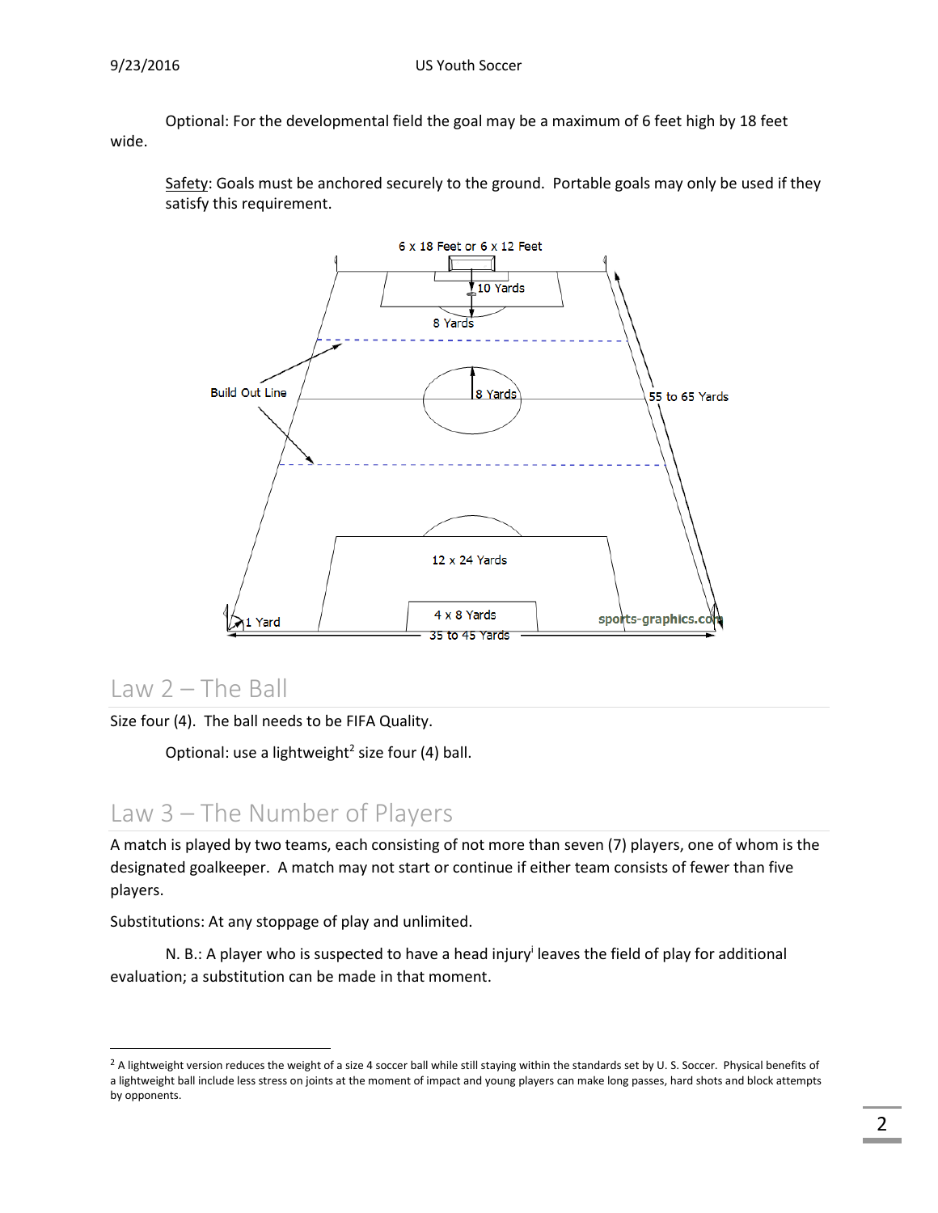Optional: For the developmental field the goal may be a maximum of 6 feet high by 18 feet wide.

Safety: Goals must be anchored securely to the ground. Portable goals may only be used if they satisfy this requirement.

## Law 2 – The Ball

Size four (4). The ball needs to be FIFA Quality.

Optional: use a lightweight[2] size four (4) ball.

## Law 3 – The Number of Players

A match is played by two teams, each consisting of not more than seven (7) players, one of whom is the designated goalkeeper. A match may not start or continue if either team consists of fewer than five players.

Substitutions: At any stoppage of play and unlimited.

N. B.: A player who is suspected to have a head injury[i] leaves the field of play for additional evaluation; a substitution can be made in that moment.

---

[2] A lightweight version reduces the weight of a size 4 soccer ball while still staying within the standards set by U. S. Soccer. Physical benefits of a lightweight ball include less stress on joints at the moment of impact and young players can make long passes, hard shots and block attempts by opponents.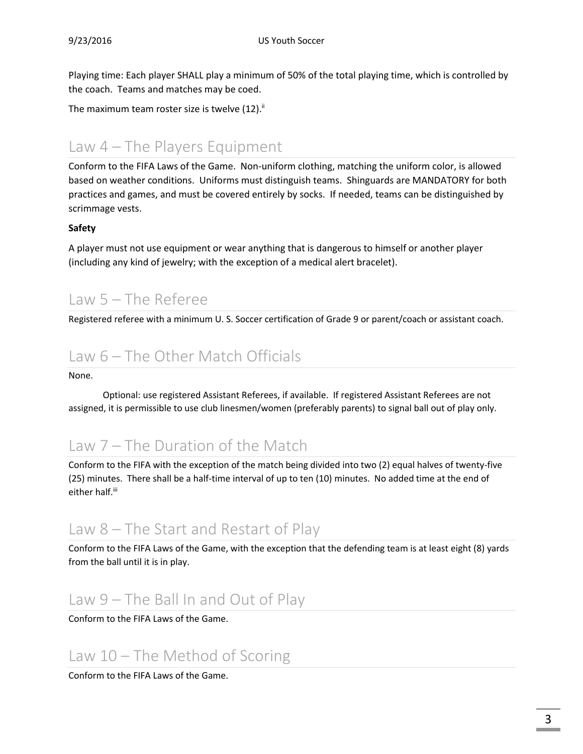Playing time: Each player SHALL play a minimum of 50% of the total playing time, which is controlled by the coach. Teams and matches may be coed.

The maximum team roster size is twelve (12).[ii]

## Law 4 – The Players Equipment

Conform to the FIFA Laws of the Game. Non-uniform clothing, matching the uniform color, is allowed based on weather conditions. Uniforms must distinguish teams. Shinguards are MANDATORY for both practices and games, and must be covered entirely by socks. If needed, teams can be distinguished by scrimmage vests.

**Safety**

A player must not use equipment or wear anything that is dangerous to himself or another player (including any kind of jewelry; with the exception of a medical alert bracelet).

## Law 5 – The Referee

Registered referee with a minimum U. S. Soccer certification of Grade 9 or parent/coach or assistant coach.

## Law 6 – The Other Match Officials

None.

Optional: use registered Assistant Referees, if available. If registered Assistant Referees are not assigned, it is permissible to use club linesmen/women (preferably parents) to signal ball out of play only.

## Law 7 – The Duration of the Match

Conform to the FIFA with the exception of the match being divided into two (2) equal halves of twenty-five (25) minutes. There shall be a half-time interval of up to ten (10) minutes. No added time at the end of either half.[iii]

## Law 8 – The Start and Restart of Play

Conform to the FIFA Laws of the Game, with the exception that the defending team is at least eight (8) yards from the ball until it is in play.

## Law 9 – The Ball In and Out of Play

Conform to the FIFA Laws of the Game.

## Law 10 – The Method of Scoring

Conform to the FIFA Laws of the Game.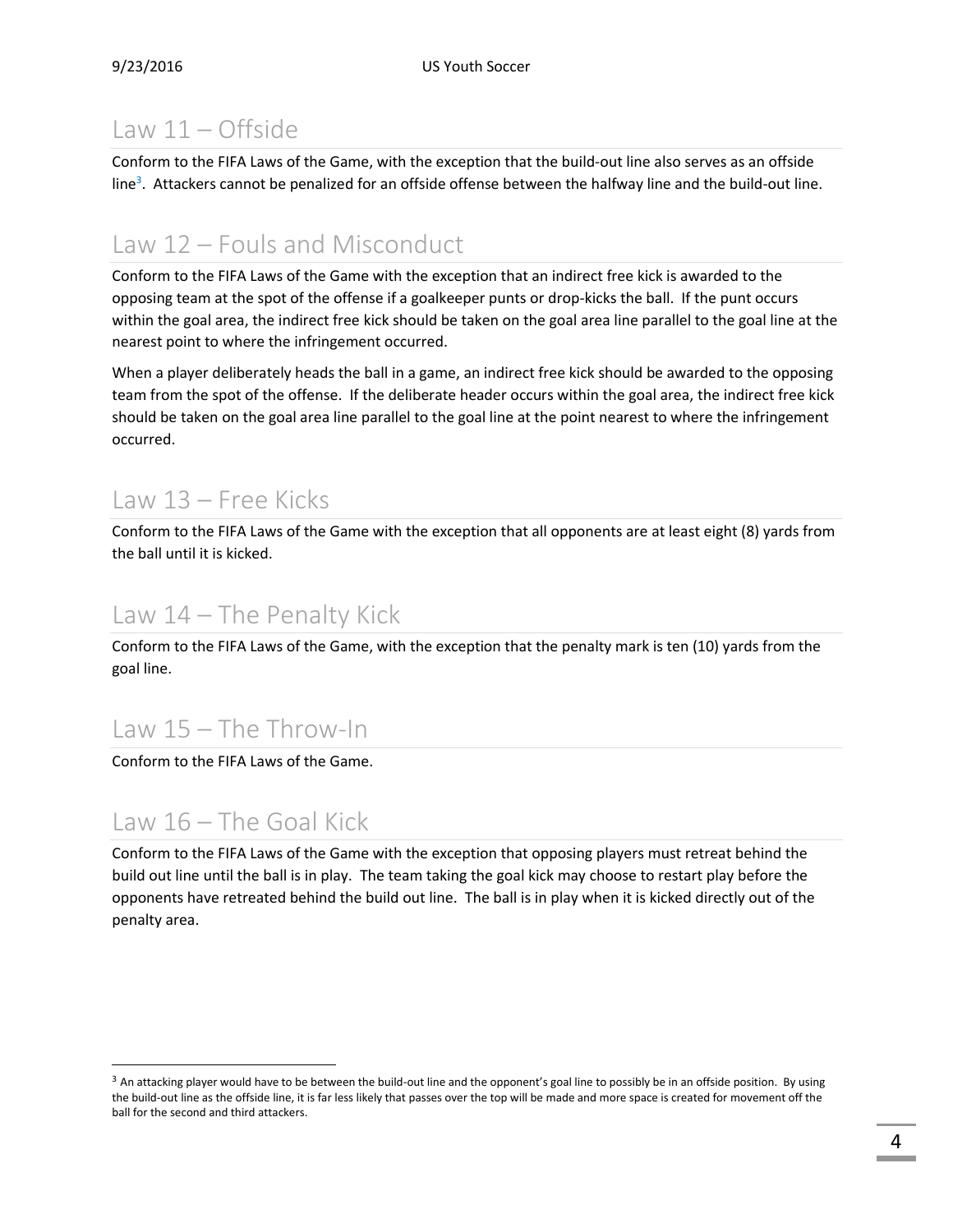## Law 11 – Offside

Conform to the FIFA Laws of the Game, with the exception that the build-out line also serves as an offside line[3]. Attackers cannot be penalized for an offside offense between the halfway line and the build-out line.

## Law 12 – Fouls and Misconduct

Conform to the FIFA Laws of the Game with the exception that an indirect free kick is awarded to the opposing team at the spot of the offense if a goalkeeper punts or drop-kicks the ball. If the punt occurs within the goal area, the indirect free kick should be taken on the goal area line parallel to the goal line at the nearest point to where the infringement occurred.

When a player deliberately heads the ball in a game, an indirect free kick should be awarded to the opposing team from the spot of the offense. If the deliberate header occurs within the goal area, the indirect free kick should be taken on the goal area line parallel to the goal line at the point nearest to where the infringement occurred.

## Law 13 – Free Kicks

Conform to the FIFA Laws of the Game with the exception that all opponents are at least eight (8) yards from the ball until it is kicked.

## Law 14 – The Penalty Kick

Conform to the FIFA Laws of the Game, with the exception that the penalty mark is ten (10) yards from the goal line.

## Law 15 – The Throw-In

Conform to the FIFA Laws of the Game.

## Law 16 – The Goal Kick

Conform to the FIFA Laws of the Game with the exception that opposing players must retreat behind the build out line until the ball is in play. The team taking the goal kick may choose to restart play before the opponents have retreated behind the build out line. The ball is in play when it is kicked directly out of the penalty area.

---

[3] An attacking player would have to be between the build-out line and the opponent's goal line to possibly be in an offside position. By using the build-out line as the offside line, it is far less likely that passes over the top will be made and more space is created for movement off the ball for the second and third attackers.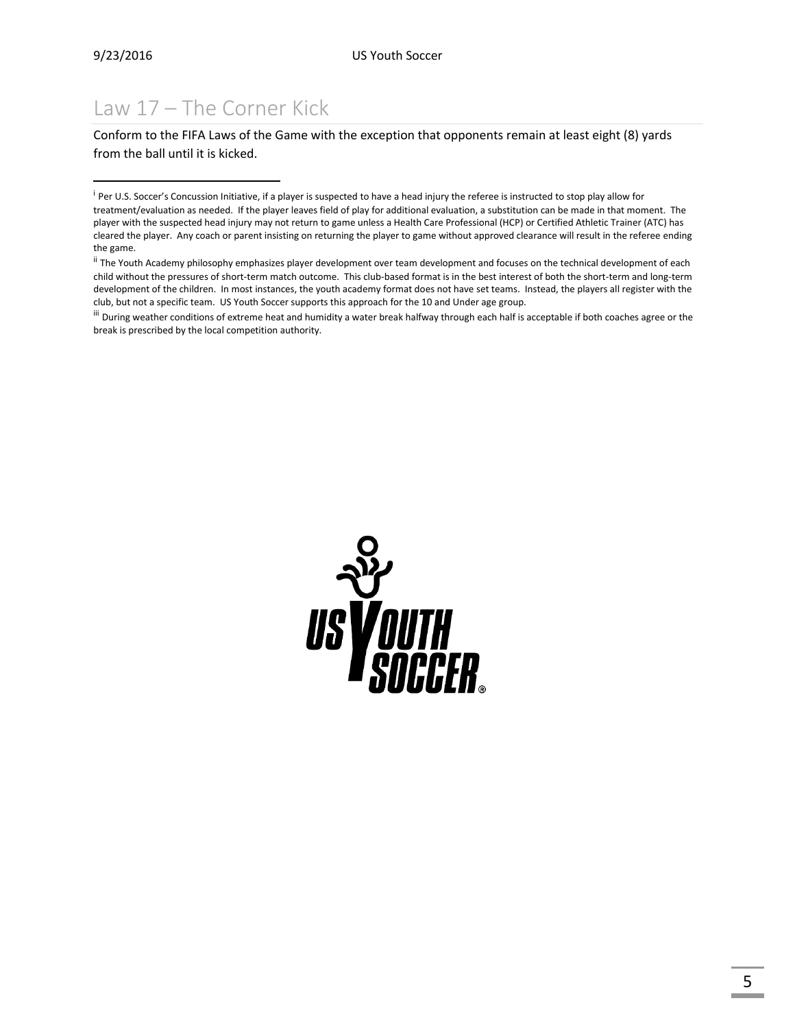## Law 17 – The Corner Kick

Conform to the FIFA Laws of the Game with the exception that opponents remain at least eight (8) yards from the ball until it is kicked.

---

[i] Per U.S. Soccer's Concussion Initiative, if a player is suspected to have a head injury the referee is instructed to stop play allow for treatment/evaluation as needed. If the player leaves field of play for additional evaluation, a substitution can be made in that moment. The player with the suspected head injury may not return to game unless a Health Care Professional (HCP) or Certified Athletic Trainer (ATC) has cleared the player. Any coach or parent insisting on returning the player to game without approved clearance will result in the referee ending the game.

[ii] The Youth Academy philosophy emphasizes player development over team development and focuses on the technical development of each child without the pressures of short-term match outcome. This club-based format is in the best interest of both the short-term and long-term development of the children. In most instances, the youth academy format does not have set teams. Instead, the players all register with the club, but not a specific team. US Youth Soccer supports this approach for the 10 and Under age group.

[iii] During weather conditions of extreme heat and humidity a water break halfway through each half is acceptable if both coaches agree or the break is prescribed by the local competition authority.

US YOUTH SOCCER®